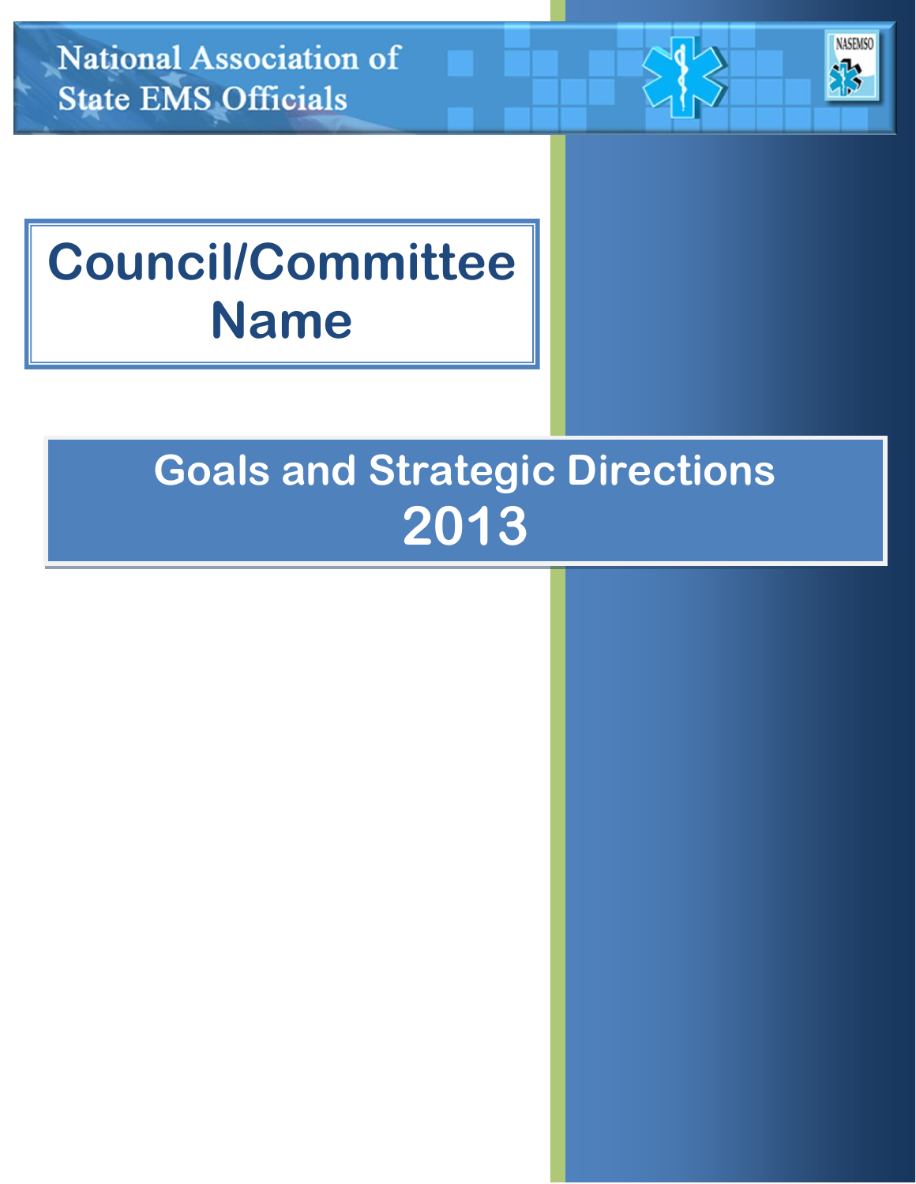National Association of State EMS Officials

# Council/Committee Name

## Goals and Strategic Directions 2013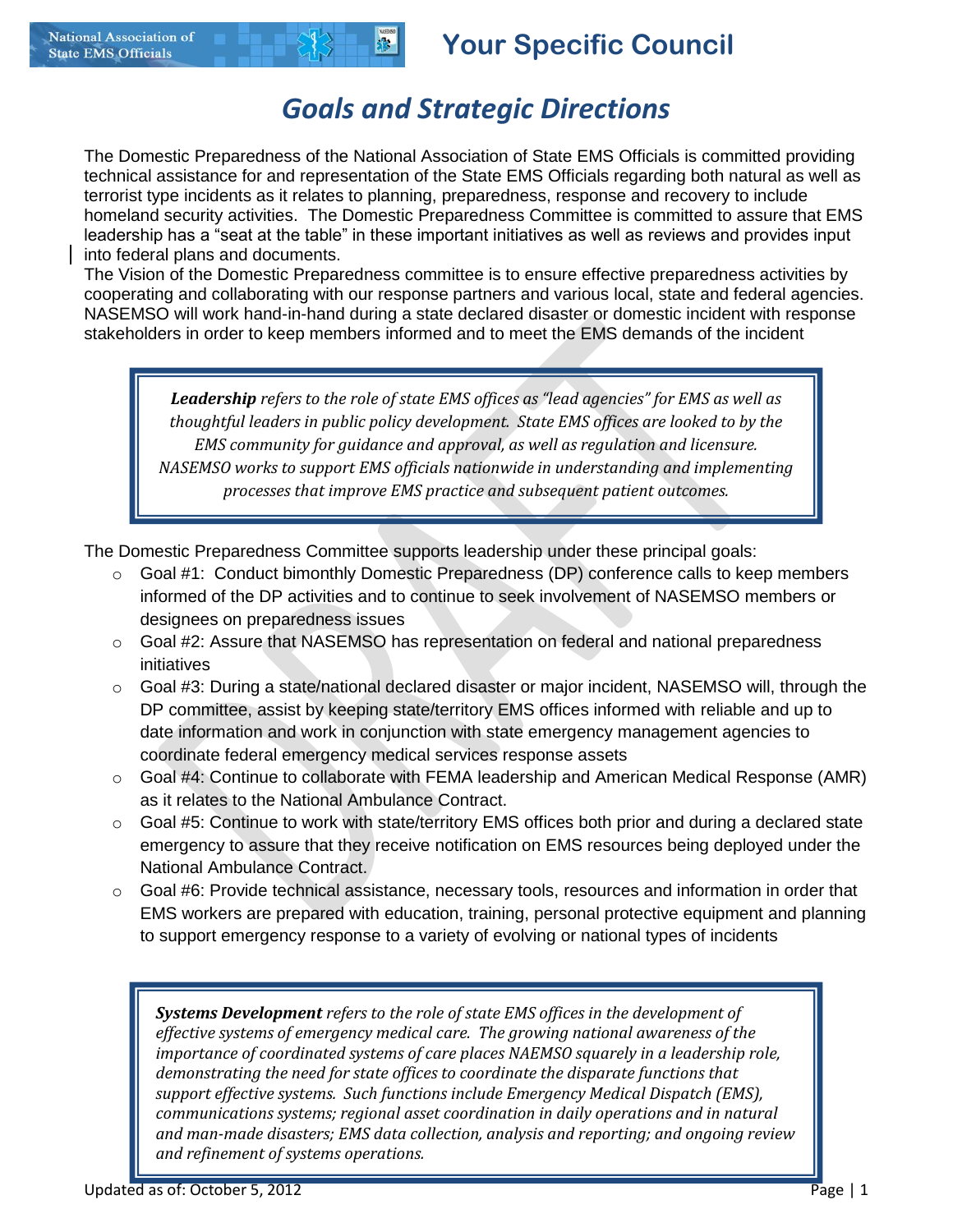# Your Specific Council

## *Goals and Strategic Directions*

The Domestic Preparedness of the National Association of State EMS Officials is committed providing technical assistance for and representation of the State EMS Officials regarding both natural as well as terrorist type incidents as it relates to planning, preparedness, response and recovery to include homeland security activities. The Domestic Preparedness Committee is committed to assure that EMS leadership has a "seat at the table" in these important initiatives as well as reviews and provides input into federal plans and documents.

The Vision of the Domestic Preparedness committee is to ensure effective preparedness activities by cooperating and collaborating with our response partners and various local, state and federal agencies. NASEMSO will work hand-in-hand during a state declared disaster or domestic incident with response stakeholders in order to keep members informed and to meet the EMS demands of the incident

> ***Leadership*** *refers to the role of state EMS offices as "lead agencies" for EMS as well as thoughtful leaders in public policy development. State EMS offices are looked to by the EMS community for guidance and approval, as well as regulation and licensure. NASEMSO works to support EMS officials nationwide in understanding and implementing processes that improve EMS practice and subsequent patient outcomes.*

The Domestic Preparedness Committee supports leadership under these principal goals:

- Goal #1: Conduct bimonthly Domestic Preparedness (DP) conference calls to keep members informed of the DP activities and to continue to seek involvement of NASEMSO members or designees on preparedness issues
- Goal #2: Assure that NASEMSO has representation on federal and national preparedness initiatives
- Goal #3: During a state/national declared disaster or major incident, NASEMSO will, through the DP committee, assist by keeping state/territory EMS offices informed with reliable and up to date information and work in conjunction with state emergency management agencies to coordinate federal emergency medical services response assets
- Goal #4: Continue to collaborate with FEMA leadership and American Medical Response (AMR) as it relates to the National Ambulance Contract.
- Goal #5: Continue to work with state/territory EMS offices both prior and during a declared state emergency to assure that they receive notification on EMS resources being deployed under the National Ambulance Contract.
- Goal #6: Provide technical assistance, necessary tools, resources and information in order that EMS workers are prepared with education, training, personal protective equipment and planning to support emergency response to a variety of evolving or national types of incidents

> ***Systems Development*** *refers to the role of state EMS offices in the development of effective systems of emergency medical care. The growing national awareness of the importance of coordinated systems of care places NAEMSO squarely in a leadership role, demonstrating the need for state offices to coordinate the disparate functions that support effective systems. Such functions include Emergency Medical Dispatch (EMS), communications systems; regional asset coordination in daily operations and in natural and man-made disasters; EMS data collection, analysis and reporting; and ongoing review and refinement of systems operations.*

Updated as of: October 5, 2012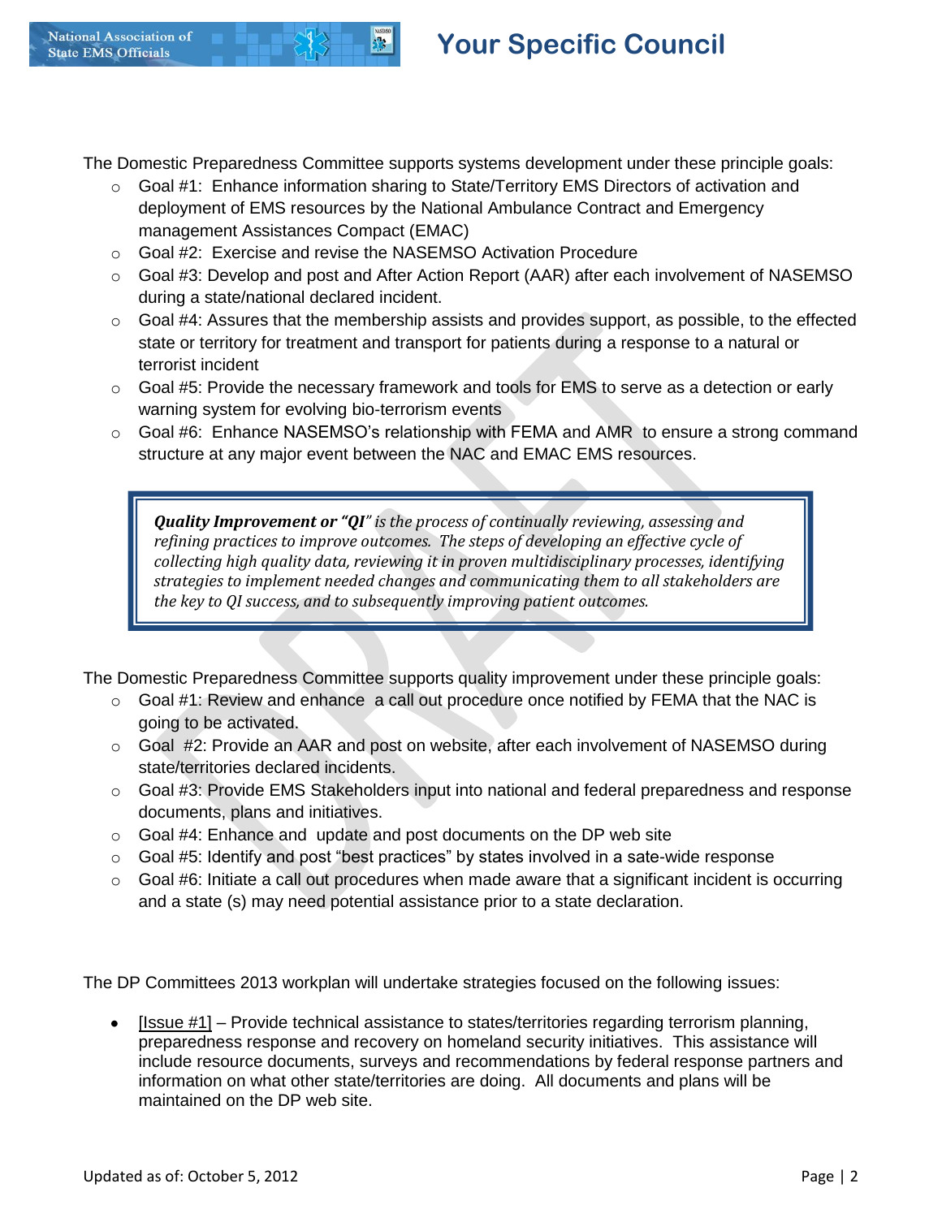The Domestic Preparedness Committee supports systems development under these principle goals:

- Goal #1: Enhance information sharing to State/Territory EMS Directors of activation and deployment of EMS resources by the National Ambulance Contract and Emergency management Assistances Compact (EMAC)
- Goal #2: Exercise and revise the NASEMSO Activation Procedure
- Goal #3: Develop and post and After Action Report (AAR) after each involvement of NASEMSO during a state/national declared incident.
- Goal #4: Assures that the membership assists and provides support, as possible, to the effected state or territory for treatment and transport for patients during a response to a natural or terrorist incident
- Goal #5: Provide the necessary framework and tools for EMS to serve as a detection or early warning system for evolving bio-terrorism events
- Goal #6: Enhance NASEMSO's relationship with FEMA and AMR to ensure a strong command structure at any major event between the NAC and EMAC EMS resources.

> ***Quality Improvement or "QI"*** *is the process of continually reviewing, assessing and refining practices to improve outcomes. The steps of developing an effective cycle of collecting high quality data, reviewing it in proven multidisciplinary processes, identifying strategies to implement needed changes and communicating them to all stakeholders are the key to QI success, and to subsequently improving patient outcomes.*

The Domestic Preparedness Committee supports quality improvement under these principle goals:

- Goal #1: Review and enhance a call out procedure once notified by FEMA that the NAC is going to be activated.
- Goal #2: Provide an AAR and post on website, after each involvement of NASEMSO during state/territories declared incidents.
- Goal #3: Provide EMS Stakeholders input into national and federal preparedness and response documents, plans and initiatives.
- Goal #4: Enhance and update and post documents on the DP web site
- Goal #5: Identify and post "best practices" by states involved in a sate-wide response
- Goal #6: Initiate a call out procedures when made aware that a significant incident is occurring and a state (s) may need potential assistance prior to a state declaration.

The DP Committees 2013 workplan will undertake strategies focused on the following issues:

- [Issue #1] – Provide technical assistance to states/territories regarding terrorism planning, preparedness response and recovery on homeland security initiatives. This assistance will include resource documents, surveys and recommendations by federal response partners and information on what other state/territories are doing. All documents and plans will be maintained on the DP web site.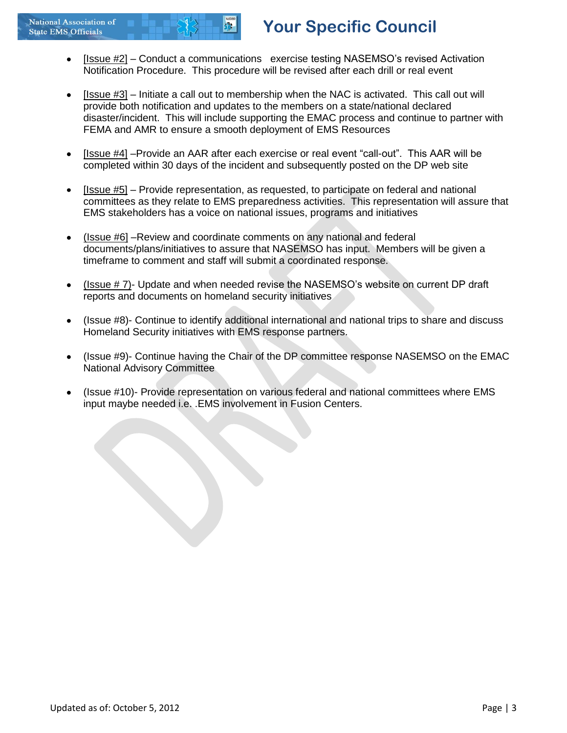# Your Specific Council

- [Issue #2] – Conduct a communications exercise testing NASEMSO's revised Activation Notification Procedure. This procedure will be revised after each drill or real event
- [Issue #3] – Initiate a call out to membership when the NAC is activated. This call out will provide both notification and updates to the members on a state/national declared disaster/incident. This will include supporting the EMAC process and continue to partner with FEMA and AMR to ensure a smooth deployment of EMS Resources
- [Issue #4] –Provide an AAR after each exercise or real event "call-out". This AAR will be completed within 30 days of the incident and subsequently posted on the DP web site
- [Issue #5] – Provide representation, as requested, to participate on federal and national committees as they relate to EMS preparedness activities. This representation will assure that EMS stakeholders has a voice on national issues, programs and initiatives
- (Issue #6] –Review and coordinate comments on any national and federal documents/plans/initiatives to assure that NASEMSO has input. Members will be given a timeframe to comment and staff will submit a coordinated response.
- (Issue # 7)- Update and when needed revise the NASEMSO's website on current DP draft reports and documents on homeland security initiatives
- (Issue #8)- Continue to identify additional international and national trips to share and discuss Homeland Security initiatives with EMS response partners.
- (Issue #9)- Continue having the Chair of the DP committee response NASEMSO on the EMAC National Advisory Committee
- (Issue #10)- Provide representation on various federal and national committees where EMS input maybe needed i.e. .EMS involvement in Fusion Centers.

Updated as of: October 5, 2012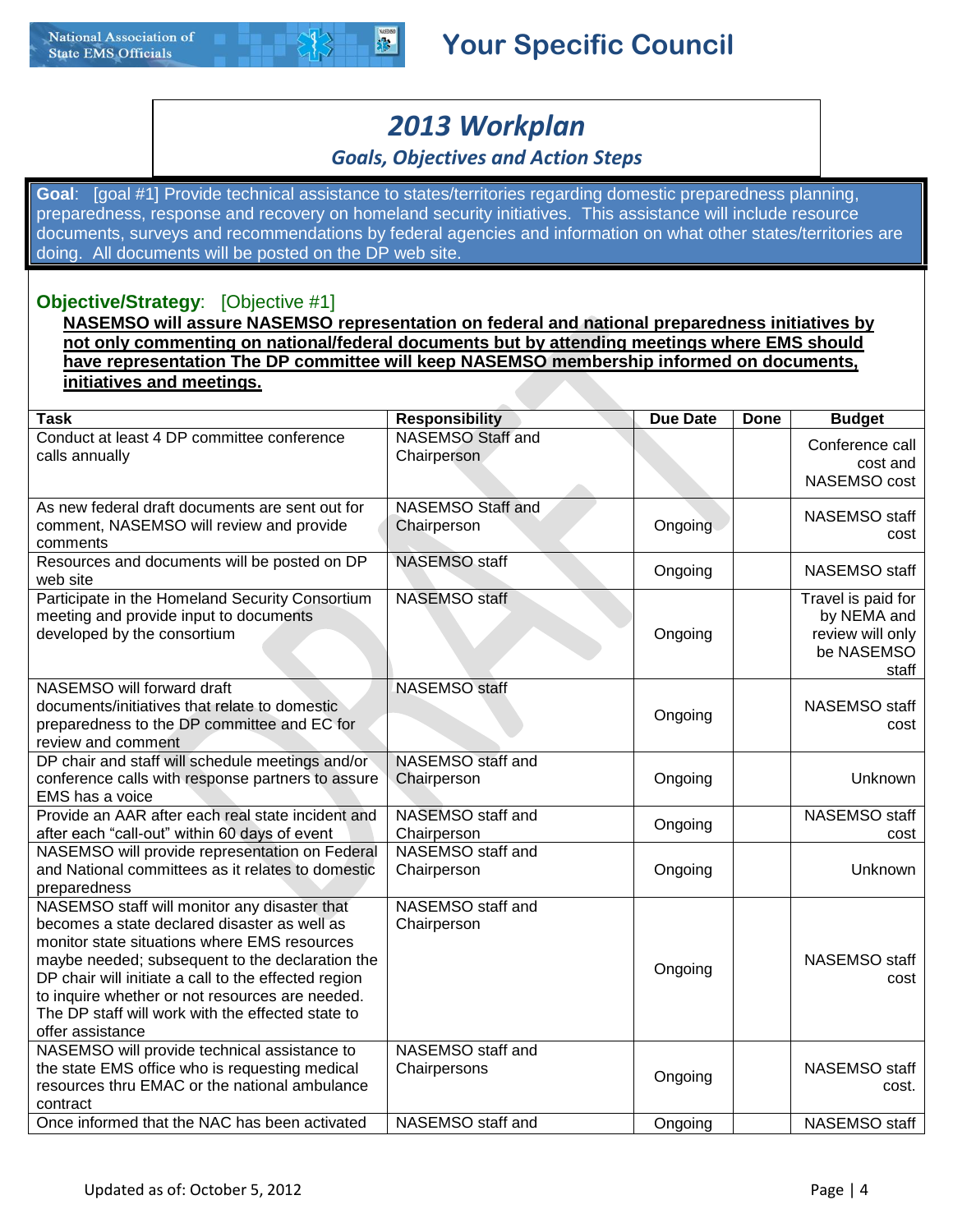## 2013 Workplan

### Goals, Objectives and Action Steps

**Goal**: [goal #1] Provide technical assistance to states/territories regarding domestic preparedness planning, preparedness, response and recovery on homeland security initiatives. This assistance will include resource documents, surveys and recommendations by federal agencies and information on what other states/territories are doing. All documents will be posted on the DP web site.

**Objective/Strategy**: [Objective #1]

**NASEMSO will assure NASEMSO representation on federal and national preparedness initiatives by not only commenting on national/federal documents but by attending meetings where EMS should have representation The DP committee will keep NASEMSO membership informed on documents, initiatives and meetings.**

| Task | Responsibility | Due Date | Done | Budget |
|---|---|---|---|---|
| Conduct at least 4 DP committee conference calls annually | NASEMSO Staff and Chairperson | | | Conference call cost and NASEMSO cost |
| As new federal draft documents are sent out for comment, NASEMSO will review and provide comments | NASEMSO Staff and Chairperson | Ongoing | | NASEMSO staff cost |
| Resources and documents will be posted on DP web site | NASEMSO staff | Ongoing | | NASEMSO staff |
| Participate in the Homeland Security Consortium meeting and provide input to documents developed by the consortium | NASEMSO staff | Ongoing | | Travel is paid for by NEMA and review will only be NASEMSO staff |
| NASEMSO will forward draft documents/initiatives that relate to domestic preparedness to the DP committee and EC for review and comment | NASEMSO staff | Ongoing | | NASEMSO staff cost |
| DP chair and staff will schedule meetings and/or conference calls with response partners to assure EMS has a voice | NASEMSO staff and Chairperson | Ongoing | | Unknown |
| Provide an AAR after each real state incident and after each "call-out" within 60 days of event | NASEMSO staff and Chairperson | Ongoing | | NASEMSO staff cost |
| NASEMSO will provide representation on Federal and National committees as it relates to domestic preparedness | NASEMSO staff and Chairperson | Ongoing | | Unknown |
| NASEMSO staff will monitor any disaster that becomes a state declared disaster as well as monitor state situations where EMS resources maybe needed; subsequent to the declaration the DP chair will initiate a call to the effected region to inquire whether or not resources are needed. The DP staff will work with the effected state to offer assistance | NASEMSO staff and Chairperson | Ongoing | | NASEMSO staff cost |
| NASEMSO will provide technical assistance to the state EMS office who is requesting medical resources thru EMAC or the national ambulance contract | NASEMSO staff and Chairpersons | Ongoing | | NASEMSO staff cost. |
| Once informed that the NAC has been activated | NASEMSO staff and | Ongoing | | NASEMSO staff |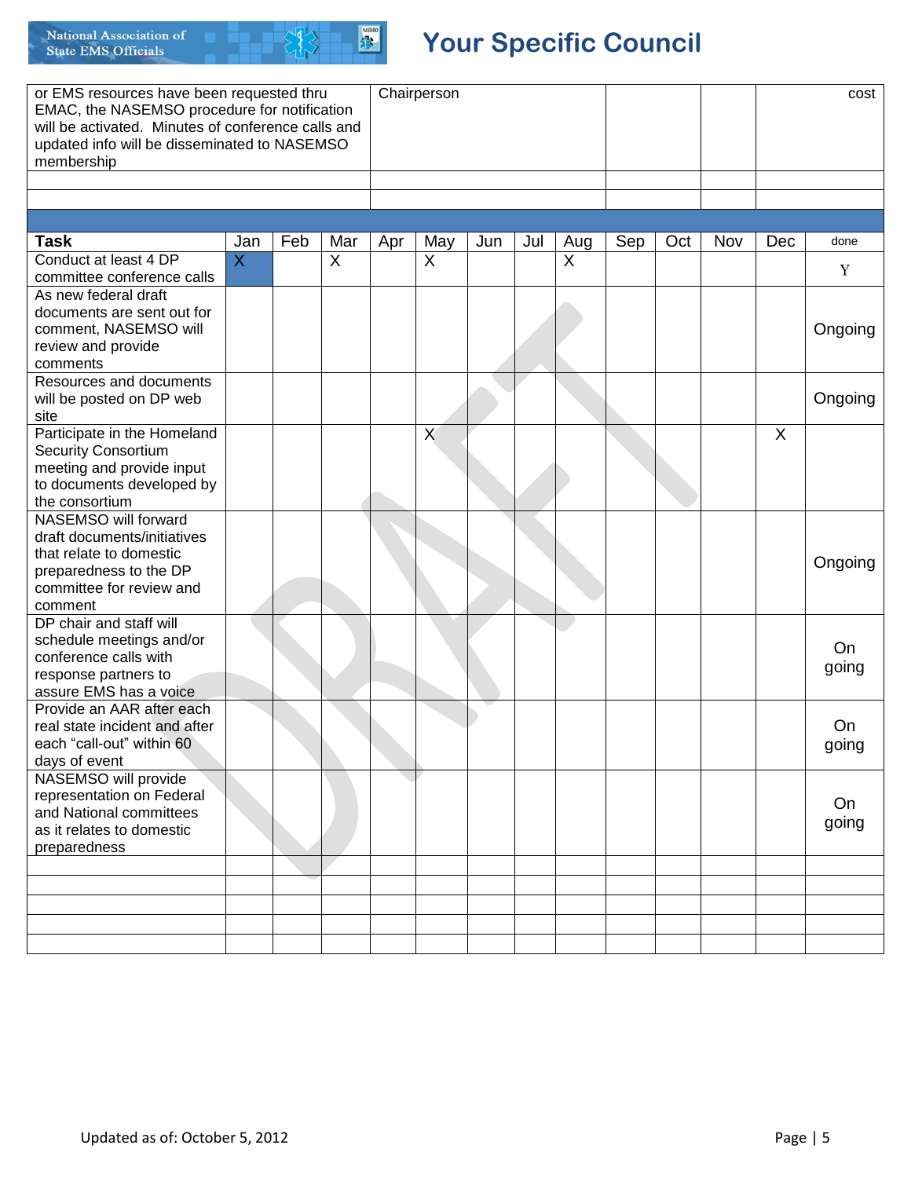| or EMS resources have been requested thru EMAC, the NASEMSO procedure for notification will be activated. Minutes of conference calls and updated info will be disseminated to NASEMSO membership | Chairperson | | | cost |
|---|---|---|---|---|
| | | | | |
| | | | | |

| Task | Jan | Feb | Mar | Apr | May | Jun | Jul | Aug | Sep | Oct | Nov | Dec | done |
|---|---|---|---|---|---|---|---|---|---|---|---|---|---|
| Conduct at least 4 DP committee conference calls | X | | X | | X | | | X | | | | | Y |
| As new federal draft documents are sent out for comment, NASEMSO will review and provide comments | | | | | | | | | | | | | Ongoing |
| Resources and documents will be posted on DP web site | | | | | | | | | | | | | Ongoing |
| Participate in the Homeland Security Consortium meeting and provide input to documents developed by the consortium | | | | | X | | | | | | | X | |
| NASEMSO will forward draft documents/initiatives that relate to domestic preparedness to the DP committee for review and comment | | | | | | | | | | | | | Ongoing |
| DP chair and staff will schedule meetings and/or conference calls with response partners to assure EMS has a voice | | | | | | | | | | | | | On going |
| Provide an AAR after each real state incident and after each “call-out” within 60 days of event | | | | | | | | | | | | | On going |
| NASEMSO will provide representation on Federal and National committees as it relates to domestic preparedness | | | | | | | | | | | | | On going |
| | | | | | | | | | | | | | |
| | | | | | | | | | | | | | |
| | | | | | | | | | | | | | |
| | | | | | | | | | | | | | |
| | | | | | | | | | | | | | |

Updated as of: October 5, 2012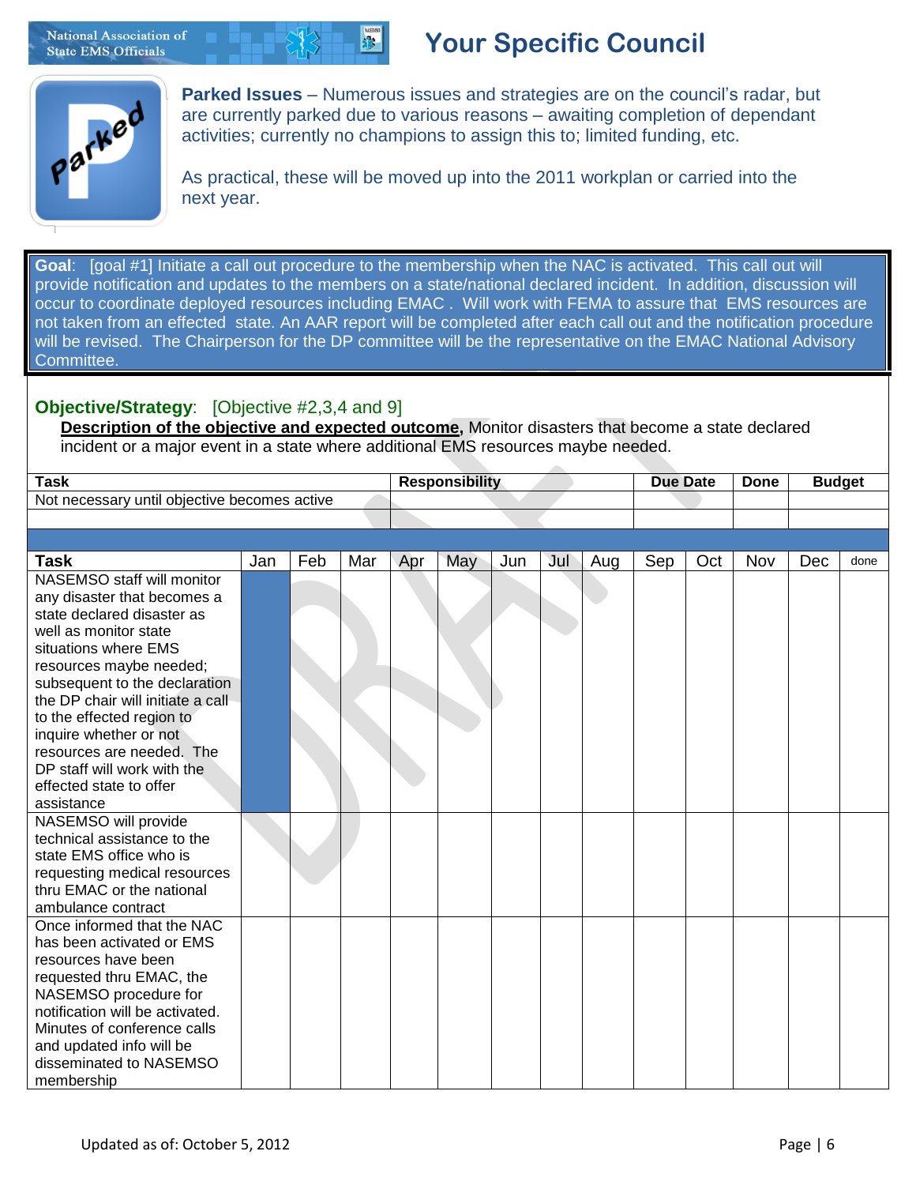# Your Specific Council

**Parked Issues** – Numerous issues and strategies are on the council's radar, but are currently parked due to various reasons – awaiting completion of dependant activities; currently no champions to assign this to; limited funding, etc.

As practical, these will be moved up into the 2011 workplan or carried into the next year.

**Goal**: [goal #1] Initiate a call out procedure to the membership when the NAC is activated. This call out will provide notification and updates to the members on a state/national declared incident. In addition, discussion will occur to coordinate deployed resources including EMAC . Will work with FEMA to assure that EMS resources are not taken from an effected state. An AAR report will be completed after each call out and the notification procedure will be revised. The Chairperson for the DP committee will be the representative on the EMAC National Advisory Committee.

**Objective/Strategy**: [Objective #2,3,4 and 9]

**Description of the objective and expected outcome,** Monitor disasters that become a state declared incident or a major event in a state where additional EMS resources maybe needed.

| Task | Responsibility | Due Date | Done | Budget |
|---|---|---|---|---|
| Not necessary until objective becomes active | | | | |
| | | | | |

| Task | Jan | Feb | Mar | Apr | May | Jun | Jul | Aug | Sep | Oct | Nov | Dec | done |
|---|---|---|---|---|---|---|---|---|---|---|---|---|---|
| NASEMSO staff will monitor any disaster that becomes a state declared disaster as well as monitor state situations where EMS resources maybe needed; subsequent to the declaration the DP chair will initiate a call to the effected region to inquire whether or not resources are needed. The DP staff will work with the effected state to offer assistance | | | | | | | | | | | | | |
| NASEMSO will provide technical assistance to the state EMS office who is requesting medical resources thru EMAC or the national ambulance contract | | | | | | | | | | | | | |
| Once informed that the NAC has been activated or EMS resources have been requested thru EMAC, the NASEMSO procedure for notification will be activated. Minutes of conference calls and updated info will be disseminated to NASEMSO membership | | | | | | | | | | | | | |

Updated as of: October 5, 2012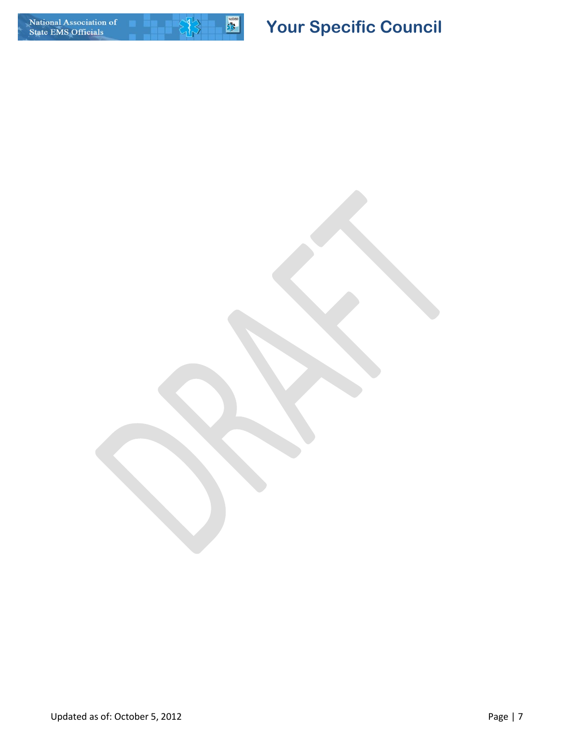# Your Specific Council